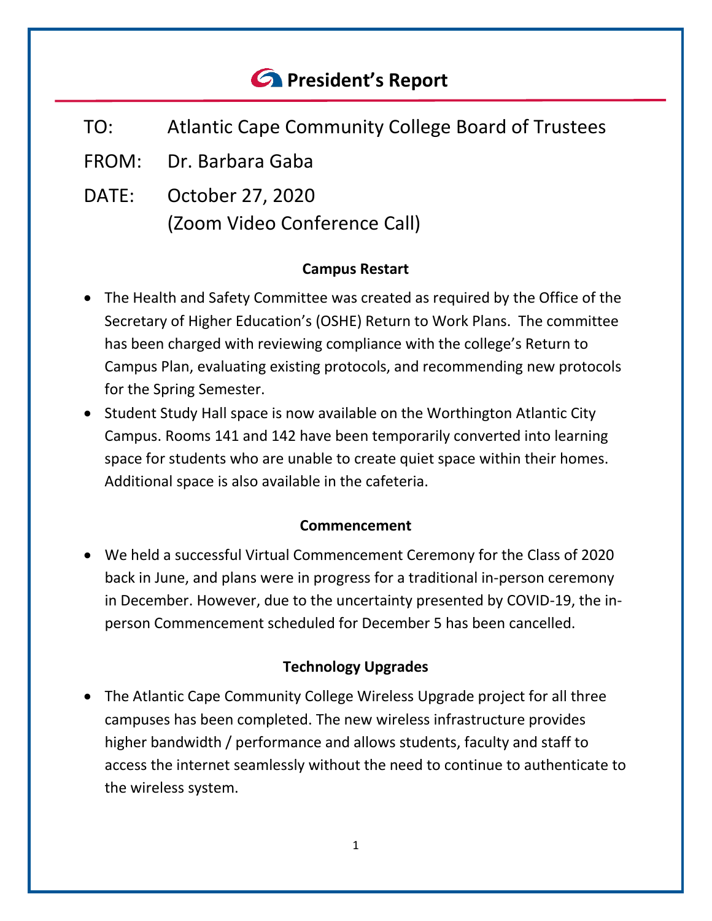# President's Report

TO: Atlantic Cape Community College Board of Trustees

FROM: Dr. Barbara Gaba

DATE: October 27, 2020
(Zoom Video Conference Call)

### Campus Restart

- The Health and Safety Committee was created as required by the Office of the Secretary of Higher Education's (OSHE) Return to Work Plans. The committee has been charged with reviewing compliance with the college's Return to Campus Plan, evaluating existing protocols, and recommending new protocols for the Spring Semester.
- Student Study Hall space is now available on the Worthington Atlantic City Campus. Rooms 141 and 142 have been temporarily converted into learning space for students who are unable to create quiet space within their homes. Additional space is also available in the cafeteria.

### Commencement

- We held a successful Virtual Commencement Ceremony for the Class of 2020 back in June, and plans were in progress for a traditional in-person ceremony in December. However, due to the uncertainty presented by COVID-19, the in-person Commencement scheduled for December 5 has been cancelled.

### Technology Upgrades

- The Atlantic Cape Community College Wireless Upgrade project for all three campuses has been completed. The new wireless infrastructure provides higher bandwidth / performance and allows students, faculty and staff to access the internet seamlessly without the need to continue to authenticate to the wireless system.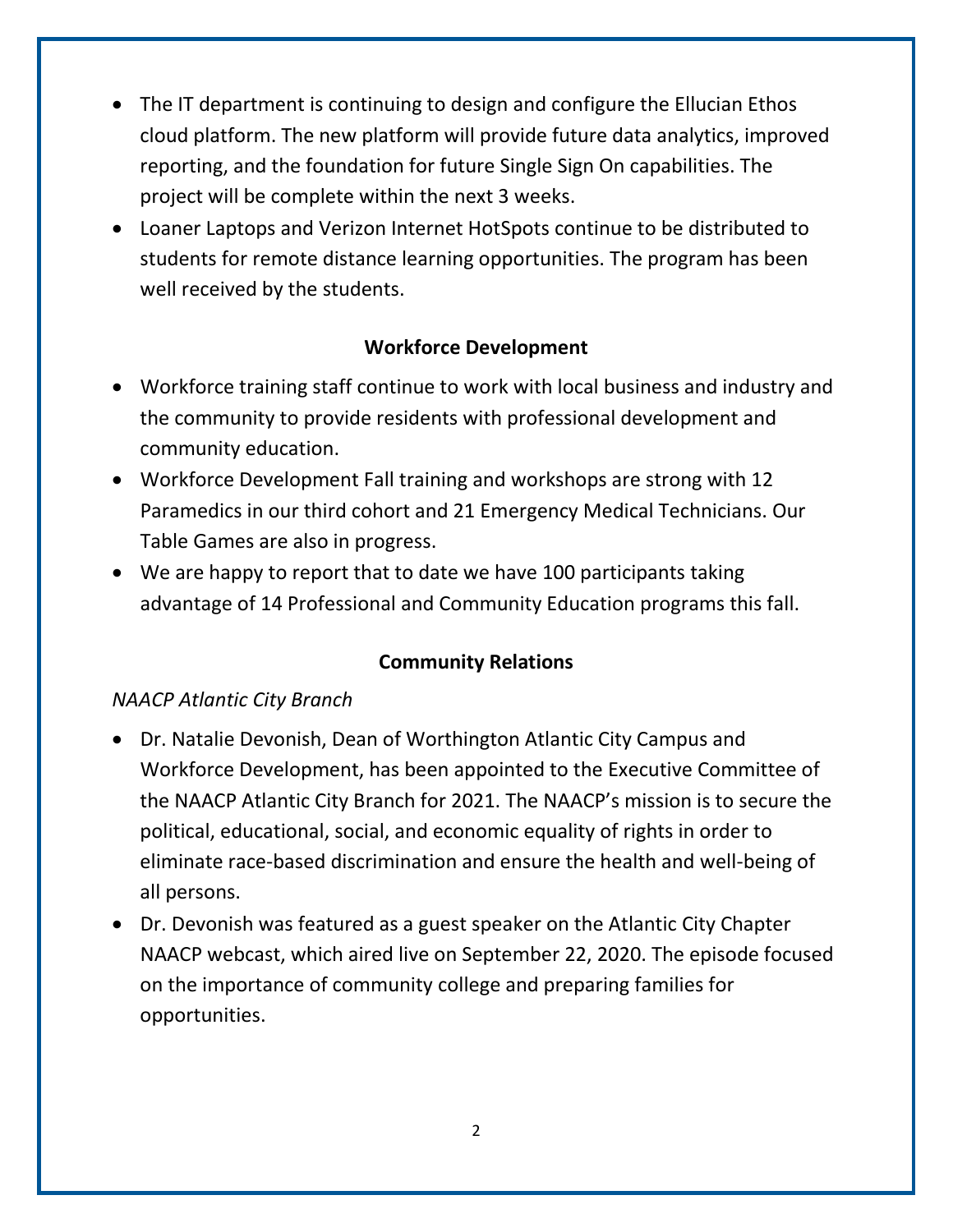- The IT department is continuing to design and configure the Ellucian Ethos cloud platform. The new platform will provide future data analytics, improved reporting, and the foundation for future Single Sign On capabilities. The project will be complete within the next 3 weeks.
- Loaner Laptops and Verizon Internet HotSpots continue to be distributed to students for remote distance learning opportunities. The program has been well received by the students.

## Workforce Development

- Workforce training staff continue to work with local business and industry and the community to provide residents with professional development and community education.
- Workforce Development Fall training and workshops are strong with 12 Paramedics in our third cohort and 21 Emergency Medical Technicians. Our Table Games are also in progress.
- We are happy to report that to date we have 100 participants taking advantage of 14 Professional and Community Education programs this fall.

## Community Relations

*NAACP Atlantic City Branch*

- Dr. Natalie Devonish, Dean of Worthington Atlantic City Campus and Workforce Development, has been appointed to the Executive Committee of the NAACP Atlantic City Branch for 2021. The NAACP's mission is to secure the political, educational, social, and economic equality of rights in order to eliminate race-based discrimination and ensure the health and well-being of all persons.
- Dr. Devonish was featured as a guest speaker on the Atlantic City Chapter NAACP webcast, which aired live on September 22, 2020. The episode focused on the importance of community college and preparing families for opportunities.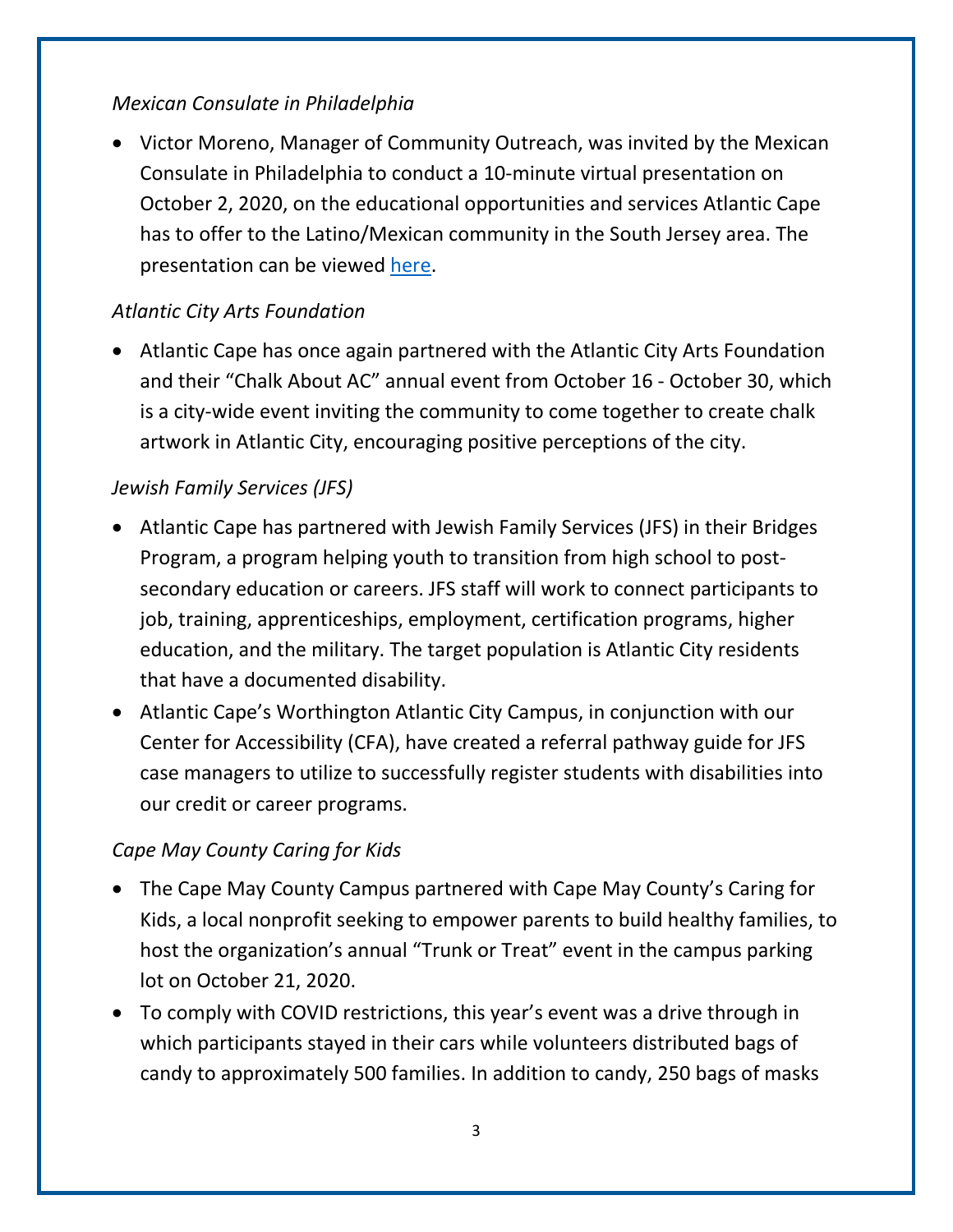*Mexican Consulate in Philadelphia*

- Victor Moreno, Manager of Community Outreach, was invited by the Mexican Consulate in Philadelphia to conduct a 10-minute virtual presentation on October 2, 2020, on the educational opportunities and services Atlantic Cape has to offer to the Latino/Mexican community in the South Jersey area. The presentation can be viewed here.

*Atlantic City Arts Foundation*

- Atlantic Cape has once again partnered with the Atlantic City Arts Foundation and their "Chalk About AC" annual event from October 16 - October 30, which is a city-wide event inviting the community to come together to create chalk artwork in Atlantic City, encouraging positive perceptions of the city.

*Jewish Family Services (JFS)*

- Atlantic Cape has partnered with Jewish Family Services (JFS) in their Bridges Program, a program helping youth to transition from high school to post-secondary education or careers. JFS staff will work to connect participants to job, training, apprenticeships, employment, certification programs, higher education, and the military. The target population is Atlantic City residents that have a documented disability.
- Atlantic Cape's Worthington Atlantic City Campus, in conjunction with our Center for Accessibility (CFA), have created a referral pathway guide for JFS case managers to utilize to successfully register students with disabilities into our credit or career programs.

*Cape May County Caring for Kids*

- The Cape May County Campus partnered with Cape May County's Caring for Kids, a local nonprofit seeking to empower parents to build healthy families, to host the organization's annual "Trunk or Treat" event in the campus parking lot on October 21, 2020.
- To comply with COVID restrictions, this year's event was a drive through in which participants stayed in their cars while volunteers distributed bags of candy to approximately 500 families. In addition to candy, 250 bags of masks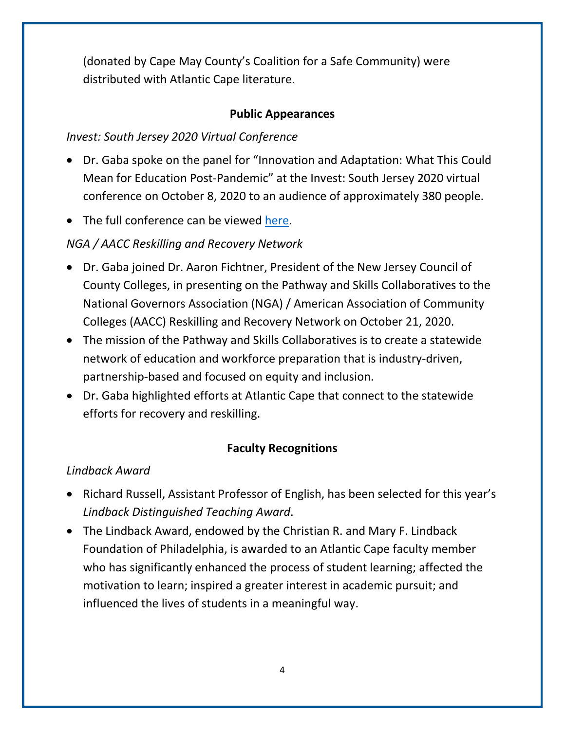(donated by Cape May County's Coalition for a Safe Community) were distributed with Atlantic Cape literature.

## Public Appearances

*Invest: South Jersey 2020 Virtual Conference*

- Dr. Gaba spoke on the panel for "Innovation and Adaptation: What This Could Mean for Education Post-Pandemic" at the Invest: South Jersey 2020 virtual conference on October 8, 2020 to an audience of approximately 380 people.
- The full conference can be viewed here.

*NGA / AACC Reskilling and Recovery Network*

- Dr. Gaba joined Dr. Aaron Fichtner, President of the New Jersey Council of County Colleges, in presenting on the Pathway and Skills Collaboratives to the National Governors Association (NGA) / American Association of Community Colleges (AACC) Reskilling and Recovery Network on October 21, 2020.
- The mission of the Pathway and Skills Collaboratives is to create a statewide network of education and workforce preparation that is industry-driven, partnership-based and focused on equity and inclusion.
- Dr. Gaba highlighted efforts at Atlantic Cape that connect to the statewide efforts for recovery and reskilling.

## Faculty Recognitions

*Lindback Award*

- Richard Russell, Assistant Professor of English, has been selected for this year's *Lindback Distinguished Teaching Award*.
- The Lindback Award, endowed by the Christian R. and Mary F. Lindback Foundation of Philadelphia, is awarded to an Atlantic Cape faculty member who has significantly enhanced the process of student learning; affected the motivation to learn; inspired a greater interest in academic pursuit; and influenced the lives of students in a meaningful way.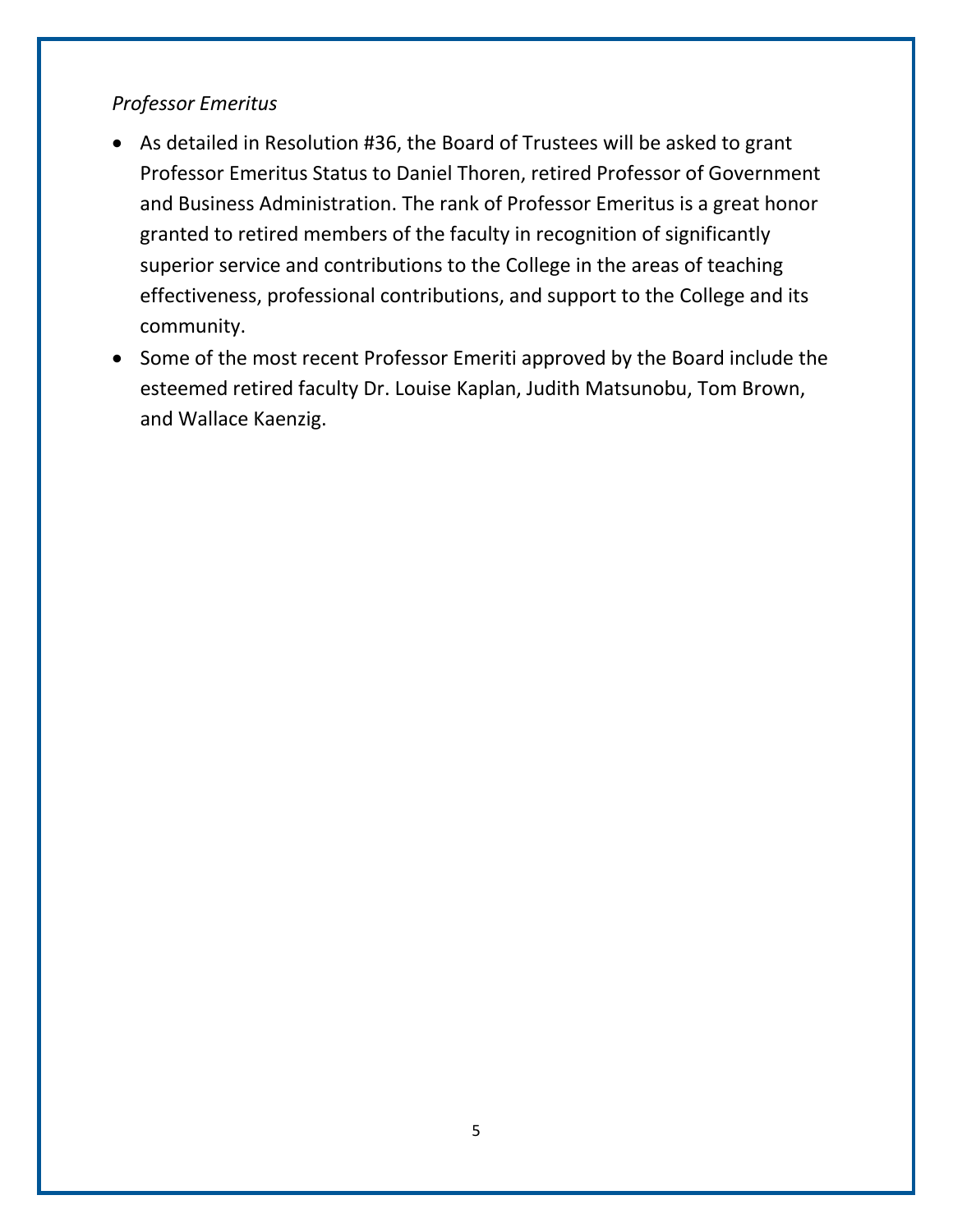*Professor Emeritus*

- As detailed in Resolution #36, the Board of Trustees will be asked to grant Professor Emeritus Status to Daniel Thoren, retired Professor of Government and Business Administration. The rank of Professor Emeritus is a great honor granted to retired members of the faculty in recognition of significantly superior service and contributions to the College in the areas of teaching effectiveness, professional contributions, and support to the College and its community.
- Some of the most recent Professor Emeriti approved by the Board include the esteemed retired faculty Dr. Louise Kaplan, Judith Matsunobu, Tom Brown, and Wallace Kaenzig.